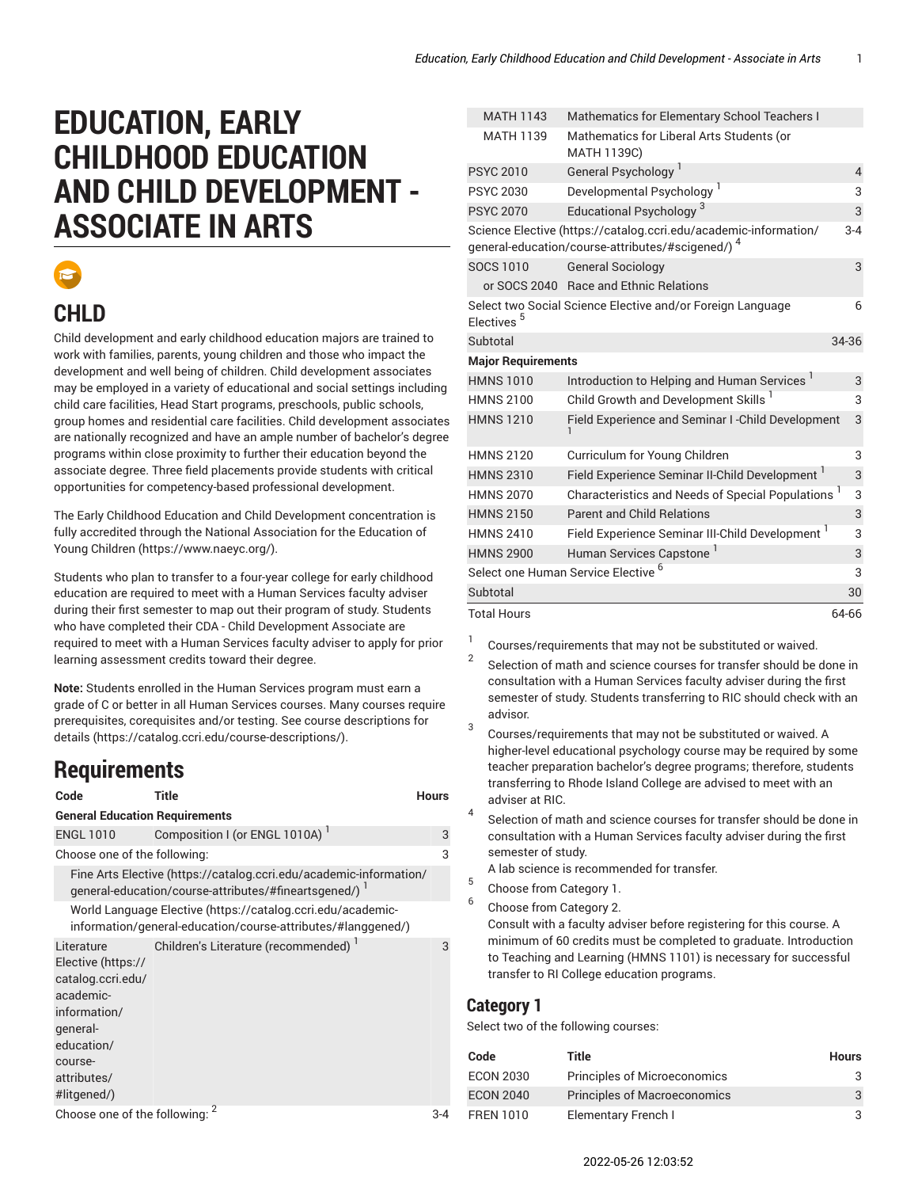# EDUCATION, EARLY CHILDHOOD EDUCATION AND CHILD DEVELOPMENT - ASSOCIATE IN ARTS

## CHLD

Child development and early childhood education majors are trained to work with families, parents, young children and those who impact the development and well being of children. Child development associates may be employed in a variety of educational and social settings including child care facilities, Head Start programs, preschools, public schools, group homes and residential care facilities. Child development associates are nationally recognized and have an ample number of bachelor's degree programs within close proximity to further their education beyond the associate degree. Three field placements provide students with critical opportunities for competency-based professional development.

The Early Childhood Education and Child Development concentration is fully accredited through the National Association for the Education of Young Children (https://www.naeyc.org/).

Students who plan to transfer to a four-year college for early childhood education are required to meet with a Human Services faculty adviser during their first semester to map out their program of study. Students who have completed their CDA - Child Development Associate are required to meet with a Human Services faculty adviser to apply for prior learning assessment credits toward their degree.

**Note:** Students enrolled in the Human Services program must earn a grade of C or better in all Human Services courses. Many courses require prerequisites, corequisites and/or testing. See course descriptions for details (https://catalog.ccri.edu/course-descriptions/).

# Requirements

| Code | Title | Hours |
|---|---|---|
| **General Education Requirements** | | |
| ENGL 1010 | Composition I (or ENGL 1010A) [1] | 3 |
| Choose one of the following: | | 3 |
| Fine Arts Elective (https://catalog.ccri.edu/academic-information/general-education/course-attributes/#fineartsgened/) [1] | | |
| World Language Elective (https://catalog.ccri.edu/academic-information/general-education/course-attributes/#langgened/) | | |
| Literature Elective (https://catalog.ccri.edu/academic-information/general-education/course-attributes/#litgened/) | Children's Literature (recommended) [1] | 3 |
| Choose one of the following: [2] | | 3-4 |
| MATH 1143 | Mathematics for Elementary School Teachers I | |
| MATH 1139 | Mathematics for Liberal Arts Students (or MATH 1139C) | |
| PSYC 2010 | General Psychology [1] | 4 |
| PSYC 2030 | Developmental Psychology [1] | 3 |
| PSYC 2070 | Educational Psychology [3] | 3 |
| Science Elective (https://catalog.ccri.edu/academic-information/general-education/course-attributes/#scigened/) [4] | | 3-4 |
| SOCS 1010 | General Sociology | 3 |
| or SOCS 2040 | Race and Ethnic Relations | |
| Select two Social Science Elective and/or Foreign Language Electives [5] | | 6 |
| Subtotal | | 34-36 |
| **Major Requirements** | | |
| HMNS 1010 | Introduction to Helping and Human Services [1] | 3 |
| HMNS 2100 | Child Growth and Development Skills [1] | 3 |
| HMNS 1210 | Field Experience and Seminar I -Child Development [1] | 3 |
| HMNS 2120 | Curriculum for Young Children | 3 |
| HMNS 2310 | Field Experience Seminar II-Child Development [1] | 3 |
| HMNS 2070 | Characteristics and Needs of Special Populations [1] | 3 |
| HMNS 2150 | Parent and Child Relations | 3 |
| HMNS 2410 | Field Experience Seminar III-Child Development [1] | 3 |
| HMNS 2900 | Human Services Capstone [1] | 3 |
| Select one Human Service Elective [6] | | 3 |
| Subtotal | | 30 |
| Total Hours | | 64-66 |

1. Courses/requirements that may not be substituted or waived.
2. Selection of math and science courses for transfer should be done in consultation with a Human Services faculty adviser during the first semester of study. Students transferring to RIC should check with an advisor.
3. Courses/requirements that may not be substituted or waived. A higher-level educational psychology course may be required by some teacher preparation bachelor's degree programs; therefore, students transferring to Rhode Island College are advised to meet with an adviser at RIC.
4. Selection of math and science courses for transfer should be done in consultation with a Human Services faculty adviser during the first semester of study.
   A lab science is recommended for transfer.
5. Choose from Category 1.
6. Choose from Category 2.
   Consult with a faculty adviser before registering for this course. A minimum of 60 credits must be completed to graduate. Introduction to Teaching and Learning (HMNS 1101) is necessary for successful transfer to RI College education programs.

## Category 1

Select two of the following courses:

| Code | Title | Hours |
|---|---|---|
| ECON 2030 | Principles of Microeconomics | 3 |
| ECON 2040 | Principles of Macroeconomics | 3 |
| FREN 1010 | Elementary French I | 3 |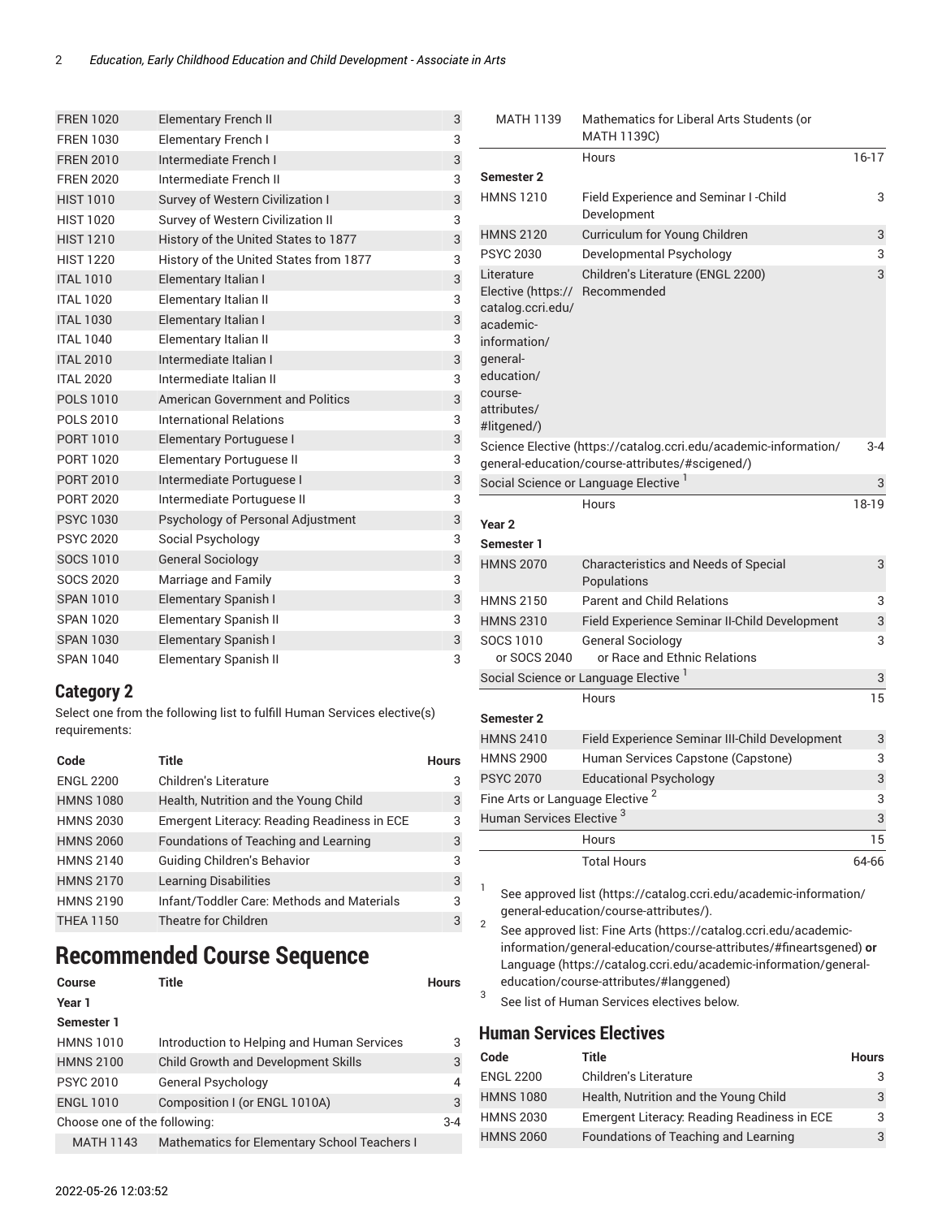| | | |
|---|---|---|
| FREN 1020 | Elementary French II | 3 |
| FREN 1030 | Elementary French I | 3 |
| FREN 2010 | Intermediate French I | 3 |
| FREN 2020 | Intermediate French II | 3 |
| HIST 1010 | Survey of Western Civilization I | 3 |
| HIST 1020 | Survey of Western Civilization II | 3 |
| HIST 1210 | History of the United States to 1877 | 3 |
| HIST 1220 | History of the United States from 1877 | 3 |
| ITAL 1010 | Elementary Italian I | 3 |
| ITAL 1020 | Elementary Italian II | 3 |
| ITAL 1030 | Elementary Italian I | 3 |
| ITAL 1040 | Elementary Italian II | 3 |
| ITAL 2010 | Intermediate Italian I | 3 |
| ITAL 2020 | Intermediate Italian II | 3 |
| POLS 1010 | American Government and Politics | 3 |
| POLS 2010 | International Relations | 3 |
| PORT 1010 | Elementary Portuguese I | 3 |
| PORT 1020 | Elementary Portuguese II | 3 |
| PORT 2010 | Intermediate Portuguese I | 3 |
| PORT 2020 | Intermediate Portuguese II | 3 |
| PSYC 1030 | Psychology of Personal Adjustment | 3 |
| PSYC 2020 | Social Psychology | 3 |
| SOCS 1010 | General Sociology | 3 |
| SOCS 2020 | Marriage and Family | 3 |
| SPAN 1010 | Elementary Spanish I | 3 |
| SPAN 1020 | Elementary Spanish II | 3 |
| SPAN 1030 | Elementary Spanish I | 3 |
| SPAN 1040 | Elementary Spanish II | 3 |

## Category 2

Select one from the following list to fulfill Human Services elective(s) requirements:

| Code | Title | Hours |
|---|---|---|
| ENGL 2200 | Children's Literature | 3 |
| HMNS 1080 | Health, Nutrition and the Young Child | 3 |
| HMNS 2030 | Emergent Literacy: Reading Readiness in ECE | 3 |
| HMNS 2060 | Foundations of Teaching and Learning | 3 |
| HMNS 2140 | Guiding Children's Behavior | 3 |
| HMNS 2170 | Learning Disabilities | 3 |
| HMNS 2190 | Infant/Toddler Care: Methods and Materials | 3 |
| THEA 1150 | Theatre for Children | 3 |

# Recommended Course Sequence

| Course | Title | Hours |
|---|---|---|
| **Year 1** | | |
| **Semester 1** | | |
| HMNS 1010 | Introduction to Helping and Human Services | 3 |
| HMNS 2100 | Child Growth and Development Skills | 3 |
| PSYC 2010 | General Psychology | 4 |
| ENGL 1010 | Composition I (or ENGL 1010A) | 3 |
| Choose one of the following: | | 3-4 |
| MATH 1143 | Mathematics for Elementary School Teachers I | |
| MATH 1139 | Mathematics for Liberal Arts Students (or MATH 1139C) | |
| | Hours | 16-17 |
| **Semester 2** | | |
| HMNS 1210 | Field Experience and Seminar I -Child Development | 3 |
| HMNS 2120 | Curriculum for Young Children | 3 |
| PSYC 2030 | Developmental Psychology | 3 |
| Literature Elective (https://catalog.ccri.edu/academic-information/general-education/course-attributes/#litgened/) | Children's Literature (ENGL 2200) Recommended | 3 |
| Science Elective (https://catalog.ccri.edu/academic-information/general-education/course-attributes/#scigened/) | | 3-4 |
| Social Science or Language Elective [1] | | 3 |
| | Hours | 18-19 |
| **Year 2** | | |
| **Semester 1** | | |
| HMNS 2070 | Characteristics and Needs of Special Populations | 3 |
| HMNS 2150 | Parent and Child Relations | 3 |
| HMNS 2310 | Field Experience Seminar II-Child Development | 3 |
| SOCS 1010 or SOCS 2040 | General Sociology or Race and Ethnic Relations | 3 |
| Social Science or Language Elective [1] | | 3 |
| | Hours | 15 |
| **Semester 2** | | |
| HMNS 2410 | Field Experience Seminar III-Child Development | 3 |
| HMNS 2900 | Human Services Capstone (Capstone) | 3 |
| PSYC 2070 | Educational Psychology | 3 |
| Fine Arts or Language Elective [2] | | 3 |
| Human Services Elective [3] | | 3 |
| | Hours | 15 |
| | Total Hours | 64-66 |

1. See approved list (https://catalog.ccri.edu/academic-information/general-education/course-attributes/).
2. See approved list: Fine Arts (https://catalog.ccri.edu/academic-information/general-education/course-attributes/#fineartsgened) **or** Language (https://catalog.ccri.edu/academic-information/general-education/course-attributes/#langgened)
3. See list of Human Services electives below.

## Human Services Electives

| Code | Title | Hours |
|---|---|---|
| ENGL 2200 | Children's Literature | 3 |
| HMNS 1080 | Health, Nutrition and the Young Child | 3 |
| HMNS 2030 | Emergent Literacy: Reading Readiness in ECE | 3 |
| HMNS 2060 | Foundations of Teaching and Learning | 3 |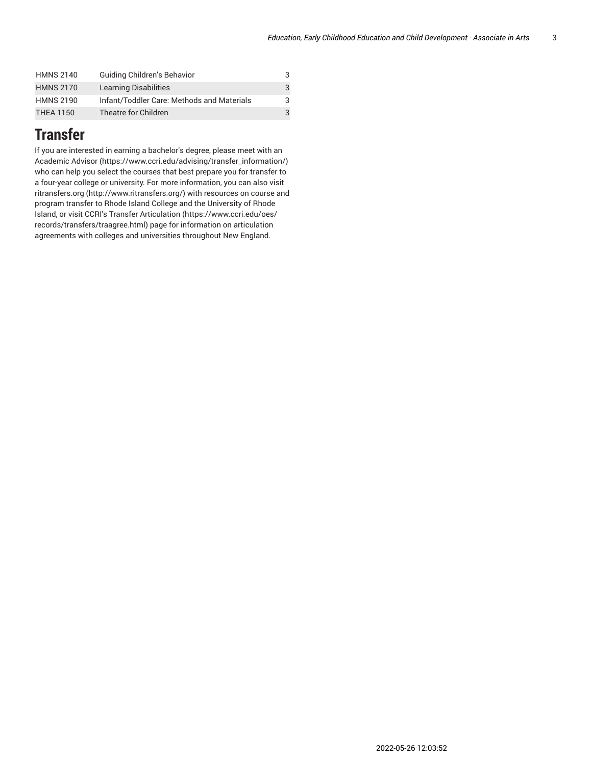| | | |
|---|---|---|
| HMNS 2140 | Guiding Children's Behavior | 3 |
| HMNS 2170 | Learning Disabilities | 3 |
| HMNS 2190 | Infant/Toddler Care: Methods and Materials | 3 |
| THEA 1150 | Theatre for Children | 3 |

# Transfer

If you are interested in earning a bachelor's degree, please meet with an Academic Advisor (https://www.ccri.edu/advising/transfer_information/) who can help you select the courses that best prepare you for transfer to a four-year college or university. For more information, you can also visit ritransfers.org (http://www.ritransfers.org/) with resources on course and program transfer to Rhode Island College and the University of Rhode Island, or visit CCRI's Transfer Articulation (https://www.ccri.edu/oes/records/transfers/traagree.html) page for information on articulation agreements with colleges and universities throughout New England.